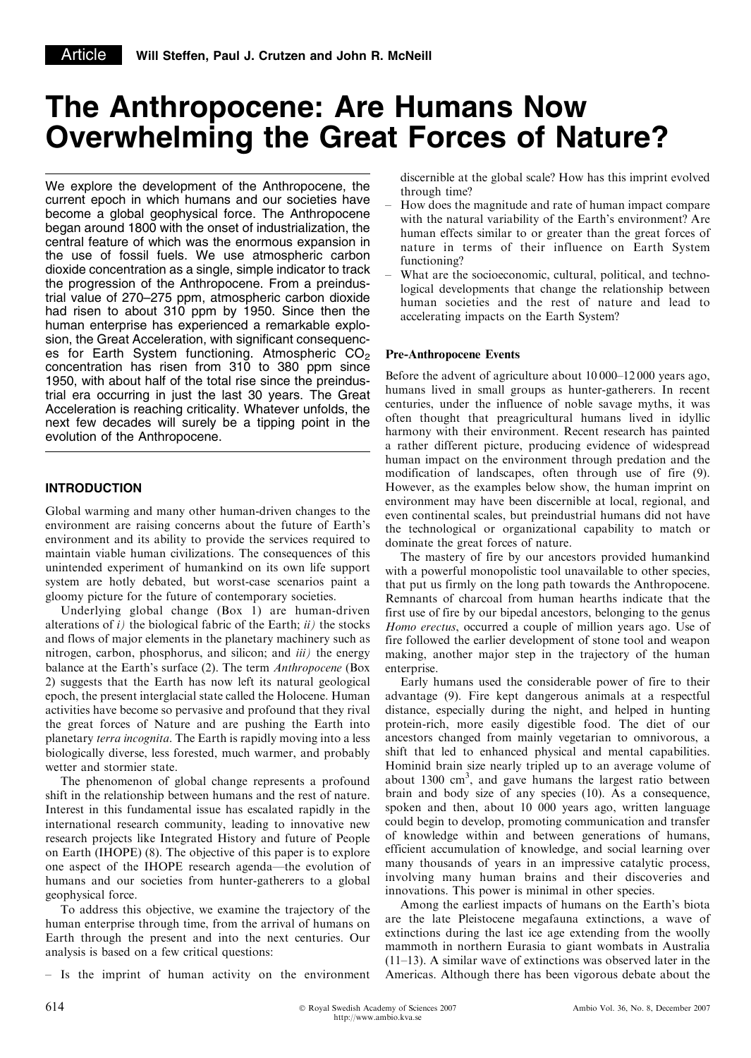Article | Will Steffen, Paul J. Crutzen and John R. McNeill

# The Anthropocene: Are Humans Now Overwhelming the Great Forces of Nature?

We explore the development of the Anthropocene, the current epoch in which humans and our societies have become a global geophysical force. The Anthropocene began around 1800 with the onset of industrialization, the central feature of which was the enormous expansion in the use of fossil fuels. We use atmospheric carbon dioxide concentration as a single, simple indicator to track the progression of the Anthropocene. From a preindustrial value of 270–275 ppm, atmospheric carbon dioxide had risen to about 310 ppm by 1950. Since then the human enterprise has experienced a remarkable explosion, the Great Acceleration, with significant consequences for Earth System functioning. Atmospheric $CO_2$ concentration has risen from 310 to 380 ppm since 1950, with about half of the total rise since the preindustrial era occurring in just the last 30 years. The Great Acceleration is reaching criticality. Whatever unfolds, the next few decades will surely be a tipping point in the evolution of the Anthropocene.

## INTRODUCTION

Global warming and many other human-driven changes to the environment are raising concerns about the future of Earth's environment and its ability to provide the services required to maintain viable human civilizations. The consequences of this unintended experiment of humankind on its own life support system are hotly debated, but worst-case scenarios paint a gloomy picture for the future of contemporary societies.

Underlying global change (Box 1) are human-driven alterations of *i)* the biological fabric of the Earth; *ii)* the stocks and flows of major elements in the planetary machinery such as nitrogen, carbon, phosphorus, and silicon; and *iii)* the energy balance at the Earth's surface (2). The term *Anthropocene* (Box 2) suggests that the Earth has now left its natural geological epoch, the present interglacial state called the Holocene. Human activities have become so pervasive and profound that they rival the great forces of Nature and are pushing the Earth into planetary *terra incognita*. The Earth is rapidly moving into a less biologically diverse, less forested, much warmer, and probably wetter and stormier state.

The phenomenon of global change represents a profound shift in the relationship between humans and the rest of nature. Interest in this fundamental issue has escalated rapidly in the international research community, leading to innovative new research projects like Integrated History and future of People on Earth (IHOPE) (8). The objective of this paper is to explore one aspect of the IHOPE research agenda—the evolution of humans and our societies from hunter-gatherers to a global geophysical force.

To address this objective, we examine the trajectory of the human enterprise through time, from the arrival of humans on Earth through the present and into the next centuries. Our analysis is based on a few critical questions:

- Is the imprint of human activity on the environment discernible at the global scale? How has this imprint evolved through time?
- How does the magnitude and rate of human impact compare with the natural variability of the Earth's environment? Are human effects similar to or greater than the great forces of nature in terms of their influence on Earth System functioning?
- What are the socioeconomic, cultural, political, and technological developments that change the relationship between human societies and the rest of nature and lead to accelerating impacts on the Earth System?

### Pre-Anthropocene Events

Before the advent of agriculture about 10 000–12 000 years ago, humans lived in small groups as hunter-gatherers. In recent centuries, under the influence of noble savage myths, it was often thought that preagricultural humans lived in idyllic harmony with their environment. Recent research has painted a rather different picture, producing evidence of widespread human impact on the environment through predation and the modification of landscapes, often through use of fire (9). However, as the examples below show, the human imprint on environment may have been discernible at local, regional, and even continental scales, but preindustrial humans did not have the technological or organizational capability to match or dominate the great forces of nature.

The mastery of fire by our ancestors provided humankind with a powerful monopolistic tool unavailable to other species, that put us firmly on the long path towards the Anthropocene. Remnants of charcoal from human hearths indicate that the first use of fire by our bipedal ancestors, belonging to the genus *Homo erectus*, occurred a couple of million years ago. Use of fire followed the earlier development of stone tool and weapon making, another major step in the trajectory of the human enterprise.

Early humans used the considerable power of fire to their advantage (9). Fire kept dangerous animals at a respectful distance, especially during the night, and helped in hunting protein-rich, more easily digestible food. The diet of our ancestors changed from mainly vegetarian to omnivorous, a shift that led to enhanced physical and mental capabilities. Hominid brain size nearly tripled up to an average volume of about 1300 $cm^3$, and gave humans the largest ratio between brain and body size of any species (10). As a consequence, spoken and then, about 10 000 years ago, written language could begin to develop, promoting communication and transfer of knowledge within and between generations of humans, efficient accumulation of knowledge, and social learning over many thousands of years in an impressive catalytic process, involving many human brains and their discoveries and innovations. This power is minimal in other species.

Among the earliest impacts of humans on the Earth's biota are the late Pleistocene megafauna extinctions, a wave of extinctions during the last ice age extending from the woolly mammoth in northern Eurasia to giant wombats in Australia (11–13). A similar wave of extinctions was observed later in the Americas. Although there has been vigorous debate about the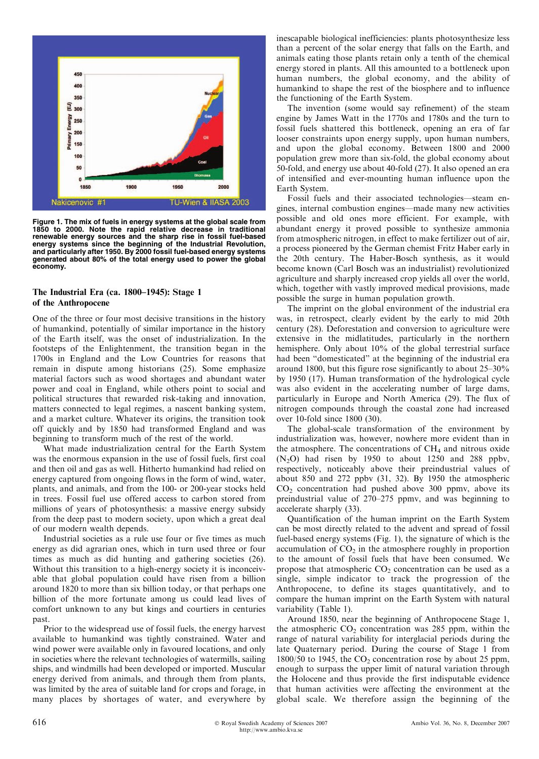Figure 1. The mix of fuels in energy systems at the global scale from 1850 to 2000. Note the rapid relative decrease in traditional renewable energy sources and the sharp rise in fossil fuel-based energy systems since the beginning of the Industrial Revolution, and particularly after 1950. By 2000 fossil fuel-based energy systems generated about 80% of the total energy used to power the global economy.

## The Industrial Era (ca. 1800–1945): Stage 1 of the Anthropocene

One of the three or four most decisive transitions in the history of humankind, potentially of similar importance in the history of the Earth itself, was the onset of industrialization. In the footsteps of the Enlightenment, the transition began in the 1700s in England and the Low Countries for reasons that remain in dispute among historians (25). Some emphasize material factors such as wood shortages and abundant water power and coal in England, while others point to social and political structures that rewarded risk-taking and innovation, matters connected to legal regimes, a nascent banking system, and a market culture. Whatever its origins, the transition took off quickly and by 1850 had transformed England and was beginning to transform much of the rest of the world.

What made industrialization central for the Earth System was the enormous expansion in the use of fossil fuels, first coal and then oil and gas as well. Hitherto humankind had relied on energy captured from ongoing flows in the form of wind, water, plants, and animals, and from the 100- or 200-year stocks held in trees. Fossil fuel use offered access to carbon stored from millions of years of photosynthesis: a massive energy subsidy from the deep past to modern society, upon which a great deal of our modern wealth depends.

Industrial societies as a rule use four or five times as much energy as did agrarian ones, which in turn used three or four times as much as did hunting and gathering societies (26). Without this transition to a high-energy society it is inconceivable that global population could have risen from a billion around 1820 to more than six billion today, or that perhaps one billion of the more fortunate among us could lead lives of comfort unknown to any but kings and courtiers in centuries past.

Prior to the widespread use of fossil fuels, the energy harvest available to humankind was tightly constrained. Water and wind power were available only in favoured locations, and only in societies where the relevant technologies of watermills, sailing ships, and windmills had been developed or imported. Muscular energy derived from animals, and through them from plants, was limited by the area of suitable land for crops and forage, in many places by shortages of water, and everywhere by inescapable biological inefficiencies: plants photosynthesize less than a percent of the solar energy that falls on the Earth, and animals eating those plants retain only a tenth of the chemical energy stored in plants. All this amounted to a bottleneck upon human numbers, the global economy, and the ability of humankind to shape the rest of the biosphere and to influence the functioning of the Earth System.

The invention (some would say refinement) of the steam engine by James Watt in the 1770s and 1780s and the turn to fossil fuels shattered this bottleneck, opening an era of far looser constraints upon energy supply, upon human numbers, and upon the global economy. Between 1800 and 2000 population grew more than six-fold, the global economy about 50-fold, and energy use about 40-fold (27). It also opened an era of intensified and ever-mounting human influence upon the Earth System.

Fossil fuels and their associated technologies—steam engines, internal combustion engines—made many new activities possible and old ones more efficient. For example, with abundant energy it proved possible to synthesize ammonia from atmospheric nitrogen, in effect to make fertilizer out of air, a process pioneered by the German chemist Fritz Haber early in the 20th century. The Haber-Bosch synthesis, as it would become known (Carl Bosch was an industrialist) revolutionized agriculture and sharply increased crop yields all over the world, which, together with vastly improved medical provisions, made possible the surge in human population growth.

The imprint on the global environment of the industrial era was, in retrospect, clearly evident by the early to mid 20th century (28). Deforestation and conversion to agriculture were extensive in the midlatitudes, particularly in the northern hemisphere. Only about 10% of the global terrestrial surface had been "domesticated" at the beginning of the industrial era around 1800, but this figure rose significantly to about 25–30% by 1950 (17). Human transformation of the hydrological cycle was also evident in the accelerating number of large dams, particularly in Europe and North America (29). The flux of nitrogen compounds through the coastal zone had increased over 10-fold since 1800 (30).

The global-scale transformation of the environment by industrialization was, however, nowhere more evident than in the atmosphere. The concentrations of $CH_4$ and nitrous oxide ($N_2O$) had risen by 1950 to about 1250 and 288 ppbv, respectively, noticeably above their preindustrial values of about 850 and 272 ppbv (31, 32). By 1950 the atmospheric $CO_2$ concentration had pushed above 300 ppmv, above its preindustrial value of 270–275 ppmv, and was beginning to accelerate sharply (33).

Quantification of the human imprint on the Earth System can be most directly related to the advent and spread of fossil fuel-based energy systems (Fig. 1), the signature of which is the accumulation of $CO_2$ in the atmosphere roughly in proportion to the amount of fossil fuels that have been consumed. We propose that atmospheric $CO_2$ concentration can be used as a single, simple indicator to track the progression of the Anthropocene, to define its stages quantitatively, and to compare the human imprint on the Earth System with natural variability (Table 1).

Around 1850, near the beginning of Anthropocene Stage 1, the atmospheric $CO_2$ concentration was 285 ppm, within the range of natural variability for interglacial periods during the late Quaternary period. During the course of Stage 1 from 1800/50 to 1945, the $CO_2$ concentration rose by about 25 ppm, enough to surpass the upper limit of natural variation through the Holocene and thus provide the first indisputable evidence that human activities were affecting the environment at the global scale. We therefore assign the beginning of the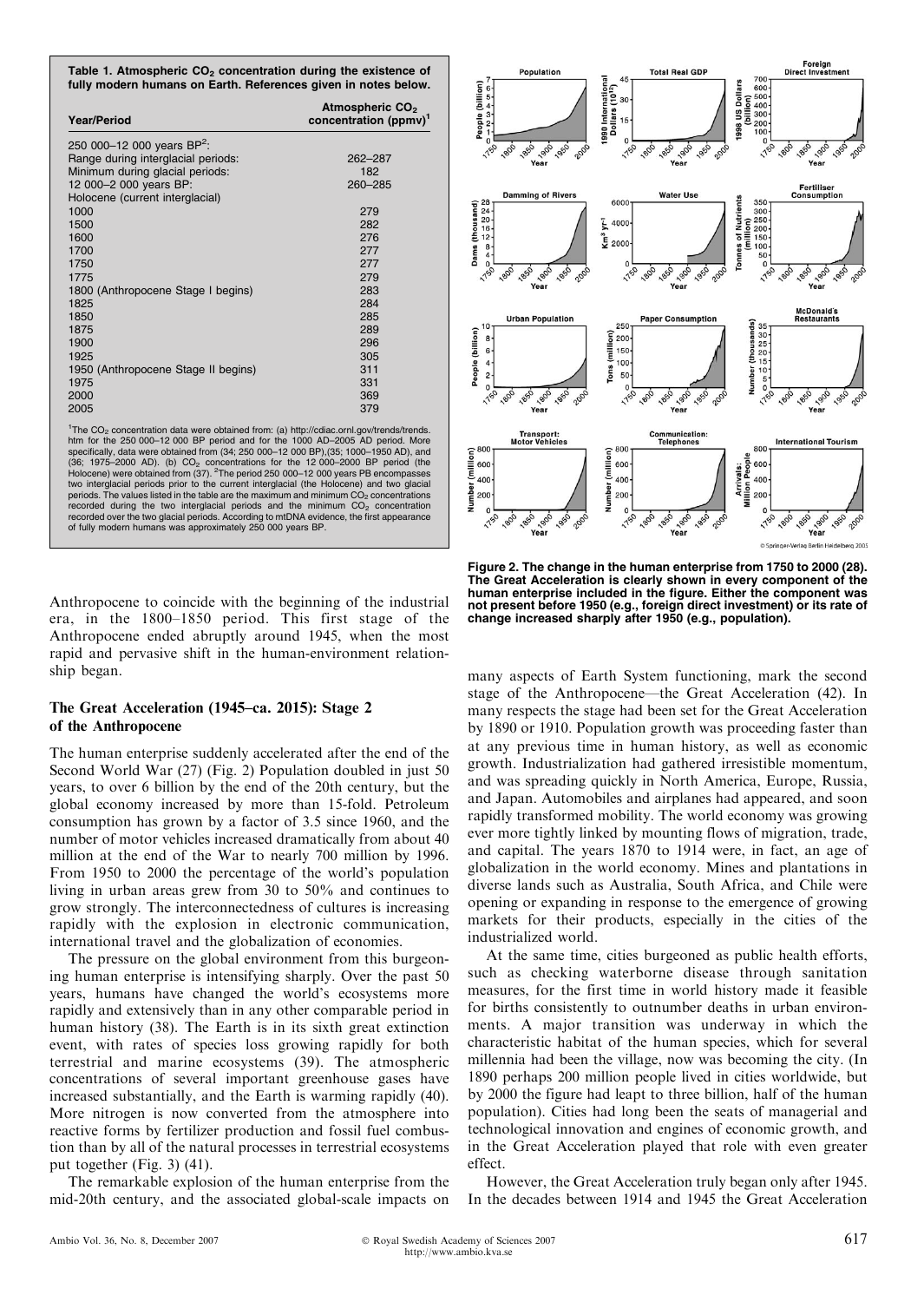**Table 1. Atmospheric $CO_2$ concentration during the existence of fully modern humans on Earth. References given in notes below.**

| Year/Period | Atmospheric $CO_2$ concentration (ppmv)[1] |
|---|---|
| 250 000–12 000 years BP[2]: | |
| Range during interglacial periods: | 262–287 |
| Minimum during glacial periods: | 182 |
| 12 000–2 000 years BP: | 260–285 |
| Holocene (current interglacial) | |
| 1000 | 279 |
| 1500 | 282 |
| 1600 | 276 |
| 1700 | 277 |
| 1750 | 277 |
| 1775 | 279 |
| 1800 (Anthropocene Stage I begins) | 283 |
| 1825 | 284 |
| 1850 | 285 |
| 1875 | 289 |
| 1900 | 296 |
| 1925 | 305 |
| 1950 (Anthropocene Stage II begins) | 311 |
| 1975 | 331 |
| 2000 | 369 |
| 2005 | 379 |

[1]The $CO_2$ concentration data were obtained from: (a) http://cdiac.ornl.gov/trends/trends.htm for the 250 000–12 000 BP period and for the 1000 AD–2005 AD period. More specifically, data were obtained from (34; 250 000–12 000 BP),(35; 1000–1950 AD), and (36; 1975–2000 AD). (b) $CO_2$ concentrations for the 12 000–2000 BP period (the Holocene) were obtained from (37). [2]The period 250 000–12 000 years PB encompasses two interglacial periods prior to the current interglacial (the Holocene) and two glacial periods. The values listed in the table are the maximum and minimum $CO_2$ concentrations recorded during the two interglacial periods and the minimum $CO_2$ concentration recorded over the two glacial periods. According to mtDNA evidence, the first appearance of fully modern humans was approximately 250 000 years BP.

Anthropocene to coincide with the beginning of the industrial era, in the 1800–1850 period. This first stage of the Anthropocene ended abruptly around 1945, when the most rapid and pervasive shift in the human-environment relationship began.

## The Great Acceleration (1945–ca. 2015): Stage 2 of the Anthropocene

The human enterprise suddenly accelerated after the end of the Second World War (27) (Fig. 2) Population doubled in just 50 years, to over 6 billion by the end of the 20th century, but the global economy increased by more than 15-fold. Petroleum consumption has grown by a factor of 3.5 since 1960, and the number of motor vehicles increased dramatically from about 40 million at the end of the War to nearly 700 million by 1996. From 1950 to 2000 the percentage of the world's population living in urban areas grew from 30 to 50% and continues to grow strongly. The interconnectedness of cultures is increasing rapidly with the explosion in electronic communication, international travel and the globalization of economies.

The pressure on the global environment from this burgeoning human enterprise is intensifying sharply. Over the past 50 years, humans have changed the world's ecosystems more rapidly and extensively than in any other comparable period in human history (38). The Earth is in its sixth great extinction event, with rates of species loss growing rapidly for both terrestrial and marine ecosystems (39). The atmospheric concentrations of several important greenhouse gases have increased substantially, and the Earth is warming rapidly (40). More nitrogen is now converted from the atmosphere into reactive forms by fertilizer production and fossil fuel combustion than by all of the natural processes in terrestrial ecosystems put together (Fig. 3) (41).

The remarkable explosion of the human enterprise from the mid-20th century, and the associated global-scale impacts on many aspects of Earth System functioning, mark the second stage of the Anthropocene—the Great Acceleration (42). In many respects the stage had been set for the Great Acceleration by 1890 or 1910. Population growth was proceeding faster than at any previous time in human history, as well as economic growth. Industrialization had gathered irresistible momentum, and was spreading quickly in North America, Europe, Russia, and Japan. Automobiles and airplanes had appeared, and soon rapidly transformed mobility. The world economy was growing ever more tightly linked by mounting flows of migration, trade, and capital. The years 1870 to 1914 were, in fact, an age of globalization in the world economy. Mines and plantations in diverse lands such as Australia, South Africa, and Chile were opening or expanding in response to the emergence of growing markets for their products, especially in the cities of the industrialized world.

At the same time, cities burgeoned as public health efforts, such as checking waterborne disease through sanitation measures, for the first time in world history made it feasible for births consistently to outnumber deaths in urban environments. A major transition was underway in which the characteristic habitat of the human species, which for several millennia had been the village, now was becoming the city. (In 1890 perhaps 200 million people lived in cities worldwide, but by 2000 the figure had leapt to three billion, half of the human population). Cities had long been the seats of managerial and technological innovation and engines of economic growth, and in the Great Acceleration played that role with even greater effect.

However, the Great Acceleration truly began only after 1945. In the decades between 1914 and 1945 the Great Acceleration

**Figure 2. The change in the human enterprise from 1750 to 2000 (28). The Great Acceleration is clearly shown in every component of the human enterprise included in the figure. Either the component was not present before 1950 (e.g., foreign direct investment) or its rate of change increased sharply after 1950 (e.g., population).**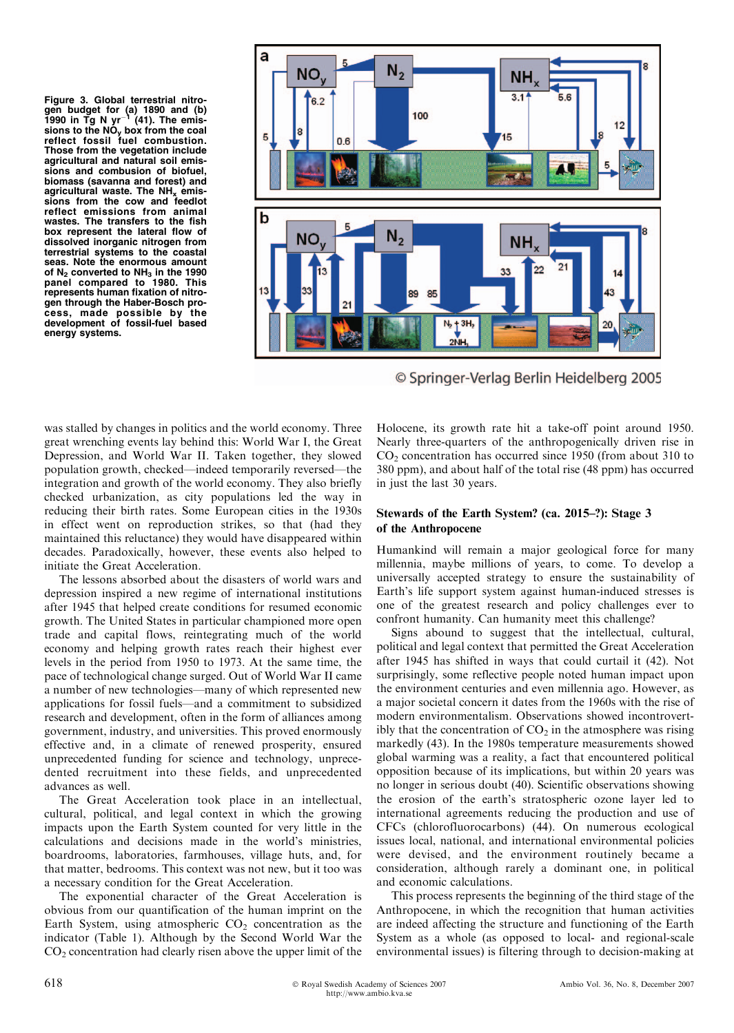Figure 3. Global terrestrial nitrogen budget for (a) 1890 and (b) 1990 in Tg N $yr^{-1}$ (41). The emissions to the $NO_y$ box from the coal reflect fossil fuel combustion. Those from the vegetation include agricultural and natural soil emissions and combustion of biofuel, biomass (savanna and forest) and agricultural waste. The $NH_x$ emissions from the cow and feedlot reflect emissions from animal wastes. The transfers to the fish box represent the lateral flow of dissolved inorganic nitrogen from terrestrial systems to the coastal seas. Note the enormous amount of $N_2$ converted to $NH_3$ in the 1990 panel compared to 1980. This represents human fixation of nitrogen through the Haber-Bosch process, made possible by the development of fossil-fuel based energy systems.

was stalled by changes in politics and the world economy. Three great wrenching events lay behind this: World War I, the Great Depression, and World War II. Taken together, they slowed population growth, checked—indeed temporarily reversed—the integration and growth of the world economy. They also briefly checked urbanization, as city populations led the way in reducing their birth rates. Some European cities in the 1930s in effect went on reproduction strikes, so that (had they maintained this reluctance) they would have disappeared within decades. Paradoxically, however, these events also helped to initiate the Great Acceleration.

The lessons absorbed about the disasters of world wars and depression inspired a new regime of international institutions after 1945 that helped create conditions for resumed economic growth. The United States in particular championed more open trade and capital flows, reintegrating much of the world economy and helping growth rates reach their highest ever levels in the period from 1950 to 1973. At the same time, the pace of technological change surged. Out of World War II came a number of new technologies—many of which represented new applications for fossil fuels—and a commitment to subsidized research and development, often in the form of alliances among government, industry, and universities. This proved enormously effective and, in a climate of renewed prosperity, ensured unprecedented funding for science and technology, unprecedented recruitment into these fields, and unprecedented advances as well.

The Great Acceleration took place in an intellectual, cultural, political, and legal context in which the growing impacts upon the Earth System counted for very little in the calculations and decisions made in the world's ministries, boardrooms, laboratories, farmhouses, village huts, and, for that matter, bedrooms. This context was not new, but it too was a necessary condition for the Great Acceleration.

The exponential character of the Great Acceleration is obvious from our quantification of the human imprint on the Earth System, using atmospheric $CO_2$ concentration as the indicator (Table 1). Although by the Second World War the $CO_2$ concentration had clearly risen above the upper limit of the Holocene, its growth rate hit a take-off point around 1950. Nearly three-quarters of the anthropogenically driven rise in $CO_2$ concentration has occurred since 1950 (from about 310 to 380 ppm), and about half of the total rise (48 ppm) has occurred in just the last 30 years.

## Stewards of the Earth System? (ca. 2015–?): Stage 3 of the Anthropocene

Humankind will remain a major geological force for many millennia, maybe millions of years, to come. To develop a universally accepted strategy to ensure the sustainability of Earth's life support system against human-induced stresses is one of the greatest research and policy challenges ever to confront humanity. Can humanity meet this challenge?

Signs abound to suggest that the intellectual, cultural, political and legal context that permitted the Great Acceleration after 1945 has shifted in ways that could curtail it (42). Not surprisingly, some reflective people noted human impact upon the environment centuries and even millennia ago. However, as a major societal concern it dates from the 1960s with the rise of modern environmentalism. Observations showed incontrovertibly that the concentration of $CO_2$ in the atmosphere was rising markedly (43). In the 1980s temperature measurements showed global warming was a reality, a fact that encountered political opposition because of its implications, but within 20 years was no longer in serious doubt (40). Scientific observations showing the erosion of the earth's stratospheric ozone layer led to international agreements reducing the production and use of CFCs (chlorofluorocarbons) (44). On numerous ecological issues local, national, and international environmental policies were devised, and the environment routinely became a consideration, although rarely a dominant one, in political and economic calculations.

This process represents the beginning of the third stage of the Anthropocene, in which the recognition that human activities are indeed affecting the structure and functioning of the Earth System as a whole (as opposed to local- and regional-scale environmental issues) is filtering through to decision-making at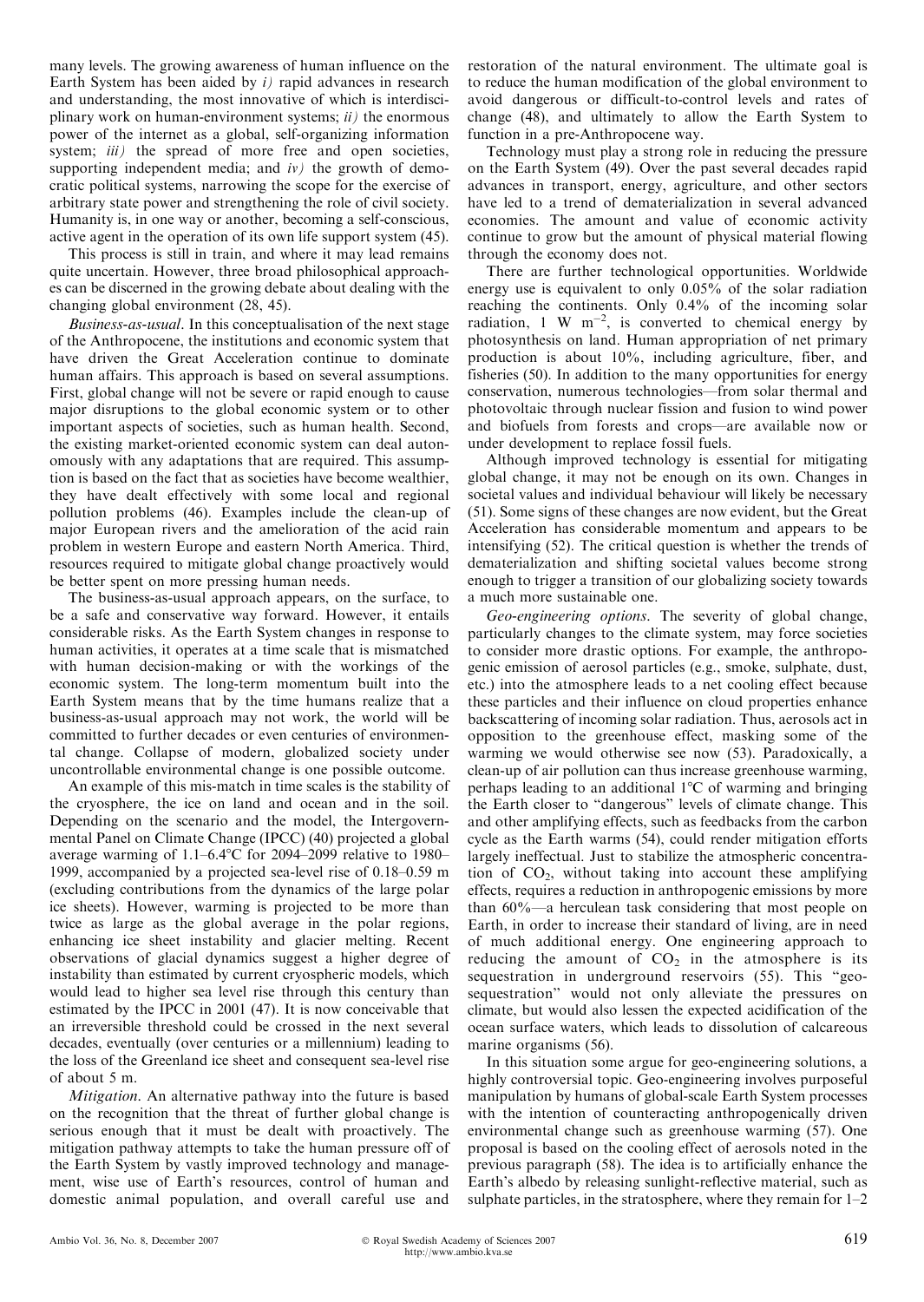many levels. The growing awareness of human influence on the Earth System has been aided by *i)* rapid advances in research and understanding, the most innovative of which is interdisciplinary work on human-environment systems; *ii)* the enormous power of the internet as a global, self-organizing information system; *iii)* the spread of more free and open societies, supporting independent media; and *iv)* the growth of democratic political systems, narrowing the scope for the exercise of arbitrary state power and strengthening the role of civil society. Humanity is, in one way or another, becoming a self-conscious, active agent in the operation of its own life support system (45).

This process is still in train, and where it may lead remains quite uncertain. However, three broad philosophical approaches can be discerned in the growing debate about dealing with the changing global environment (28, 45).

*Business-as-usual*. In this conceptualisation of the next stage of the Anthropocene, the institutions and economic system that have driven the Great Acceleration continue to dominate human affairs. This approach is based on several assumptions. First, global change will not be severe or rapid enough to cause major disruptions to the global economic system or to other important aspects of societies, such as human health. Second, the existing market-oriented economic system can deal autonomously with any adaptations that are required. This assumption is based on the fact that as societies have become wealthier, they have dealt effectively with some local and regional pollution problems (46). Examples include the clean-up of major European rivers and the amelioration of the acid rain problem in western Europe and eastern North America. Third, resources required to mitigate global change proactively would be better spent on more pressing human needs.

The business-as-usual approach appears, on the surface, to be a safe and conservative way forward. However, it entails considerable risks. As the Earth System changes in response to human activities, it operates at a time scale that is mismatched with human decision-making or with the workings of the economic system. The long-term momentum built into the Earth System means that by the time humans realize that a business-as-usual approach may not work, the world will be committed to further decades or even centuries of environmental change. Collapse of modern, globalized society under uncontrollable environmental change is one possible outcome.

An example of this mis-match in time scales is the stability of the cryosphere, the ice on land and ocean and in the soil. Depending on the scenario and the model, the Intergovernmental Panel on Climate Change (IPCC) (40) projected a global average warming of 1.1–6.4°C for 2094–2099 relative to 1980–1999, accompanied by a projected sea-level rise of 0.18–0.59 m (excluding contributions from the dynamics of the large polar ice sheets). However, warming is projected to be more than twice as large as the global average in the polar regions, enhancing ice sheet instability and glacier melting. Recent observations of glacial dynamics suggest a higher degree of instability than estimated by current cryospheric models, which would lead to higher sea level rise through this century than estimated by the IPCC in 2001 (47). It is now conceivable that an irreversible threshold could be crossed in the next several decades, eventually (over centuries or a millennium) leading to the loss of the Greenland ice sheet and consequent sea-level rise of about 5 m.

*Mitigation*. An alternative pathway into the future is based on the recognition that the threat of further global change is serious enough that it must be dealt with proactively. The mitigation pathway attempts to take the human pressure off of the Earth System by vastly improved technology and management, wise use of Earth's resources, control of human and domestic animal population, and overall careful use and restoration of the natural environment. The ultimate goal is to reduce the human modification of the global environment to avoid dangerous or difficult-to-control levels and rates of change (48), and ultimately to allow the Earth System to function in a pre-Anthropocene way.

Technology must play a strong role in reducing the pressure on the Earth System (49). Over the past several decades rapid advances in transport, energy, agriculture, and other sectors have led to a trend of dematerialization in several advanced economies. The amount and value of economic activity continue to grow but the amount of physical material flowing through the economy does not.

There are further technological opportunities. Worldwide energy use is equivalent to only 0.05% of the solar radiation reaching the continents. Only 0.4% of the incoming solar radiation, 1 W $m^{-2}$, is converted to chemical energy by photosynthesis on land. Human appropriation of net primary production is about 10%, including agriculture, fiber, and fisheries (50). In addition to the many opportunities for energy conservation, numerous technologies—from solar thermal and photovoltaic through nuclear fission and fusion to wind power and biofuels from forests and crops—are available now or under development to replace fossil fuels.

Although improved technology is essential for mitigating global change, it may not be enough on its own. Changes in societal values and individual behaviour will likely be necessary (51). Some signs of these changes are now evident, but the Great Acceleration has considerable momentum and appears to be intensifying (52). The critical question is whether the trends of dematerialization and shifting societal values become strong enough to trigger a transition of our globalizing society towards a much more sustainable one.

*Geo-engineering options*. The severity of global change, particularly changes to the climate system, may force societies to consider more drastic options. For example, the anthropogenic emission of aerosol particles (e.g., smoke, sulphate, dust, etc.) into the atmosphere leads to a net cooling effect because these particles and their influence on cloud properties enhance backscattering of incoming solar radiation. Thus, aerosols act in opposition to the greenhouse effect, masking some of the warming we would otherwise see now (53). Paradoxically, a clean-up of air pollution can thus increase greenhouse warming, perhaps leading to an additional 1°C of warming and bringing the Earth closer to "dangerous" levels of climate change. This and other amplifying effects, such as feedbacks from the carbon cycle as the Earth warms (54), could render mitigation efforts largely ineffectual. Just to stabilize the atmospheric concentration of $CO_2$, without taking into account these amplifying effects, requires a reduction in anthropogenic emissions by more than 60%—a herculean task considering that most people on Earth, in order to increase their standard of living, are in need of much additional energy. One engineering approach to reducing the amount of $CO_2$ in the atmosphere is its sequestration in underground reservoirs (55). This "geo-sequestration" would not only alleviate the pressures on climate, but would also lessen the expected acidification of the ocean surface waters, which leads to dissolution of calcareous marine organisms (56).

In this situation some argue for geo-engineering solutions, a highly controversial topic. Geo-engineering involves purposeful manipulation by humans of global-scale Earth System processes with the intention of counteracting anthropogenically driven environmental change such as greenhouse warming (57). One proposal is based on the cooling effect of aerosols noted in the previous paragraph (58). The idea is to artificially enhance the Earth's albedo by releasing sunlight-reflective material, such as sulphate particles, in the stratosphere, where they remain for 1–2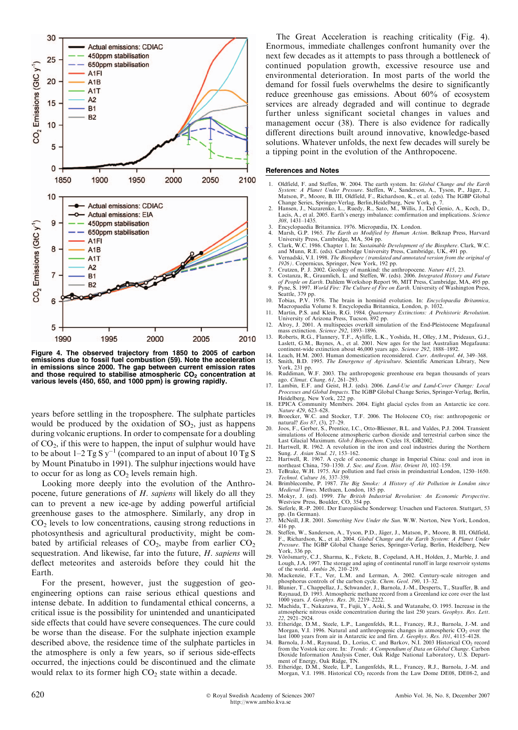Figure 4. The observed trajectory from 1850 to 2005 of carbon emissions due to fossil fuel combustion (59). Note the acceleration in emissions since 2000. The gap between current emission rates and those required to stabilise atmospheric $CO_2$ concentration at various levels (450, 650, and 1000 ppm) is growing rapidly.

years before settling in the troposphere. The sulphate particles would be produced by the oxidation of $SO_2$, just as happens during volcanic eruptions. In order to compensate for a doubling of $CO_2$, if this were to happen, the input of sulphur would have to be about 1–2 Tg S $y^{-1}$ (compared to an input of about 10 Tg S by Mount Pinatubo in 1991). The sulphur injections would have to occur for as long as $CO_2$ levels remain high.

Looking more deeply into the evolution of the Anthropocene, future generations of *H. sapiens* will likely do all they can to prevent a new ice-age by adding powerful artificial greenhouse gases to the atmosphere. Similarly, any drop in $CO_2$ levels to low concentrations, causing strong reductions in photosynthesis and agricultural productivity, might be combated by artificial releases of $CO_2$, maybe from earlier $CO_2$ sequestration. And likewise, far into the future, *H. sapiens* will deflect meteorites and asteroids before they could hit the Earth.

For the present, however, just the suggestion of geo-engineering options can raise serious ethical questions and intense debate. In addition to fundamental ethical concerns, a critical issue is the possibility for unintended and unanticipated side effects that could have severe consequences. The cure could be worse than the disease. For the sulphate injection example described above, the residence time of the sulphate particles in the atmosphere is only a few years, so if serious side-effects occurred, the injections could be discontinued and the climate would relax to its former high $CO_2$ state within a decade.

The Great Acceleration is reaching criticality (Fig. 4). Enormous, immediate challenges confront humanity over the next few decades as it attempts to pass through a bottleneck of continued population growth, excessive resource use and environmental deterioration. In most parts of the world the demand for fossil fuels overwhelms the desire to significantly reduce greenhouse gas emissions. About 60% of ecosystem services are already degraded and will continue to degrade further unless significant societal changes in values and management occur (38). There is also evidence for radically different directions built around innovative, knowledge-based solutions. Whatever unfolds, the next few decades will surely be a tipping point in the evolution of the Anthropocene.

## References and Notes

1. Oldfield, F. and Steffen, W. 2004. The earth system. In: *Global Change and the Earth System: A Planet Under Pressure.* Steffen, W., Sanderson, A., Tyson, P., Jäger, J., Matson, P., Moore, B. III, Oldfield, F., Richardson, K., et al. (eds). The IGBP Global Change Series, Springer-Verlag, Berlin, Heidelberg, New York, p. 7.
2. Hansen, J., Nazarenko, L., Ruedy, R., Sato, M., Willis, J., Del Genio, A., Koch, D., Lacis, A., et al. 2005. Earth's energy imbalance: confirmation and implications. *Science 308*, 1431–1435.
3. Encyclopaedia Britannica. 1976. Micropædia, IX. London.
4. Marsh, G.P. 1965. *The Earth as Modified by Human Action.* Belknap Press, Harvard University Press, Cambridge, MA, 504 pp.
5. Clark, W.C. 1986. Chapter 1. In: *Sustainable Development of the Biosphere.* Clark, W.C. and Munn, R.E. (eds). Cambridge University Press, Cambridge, UK, 491 pp.
6. Vernadski, V.I. 1998. *The Biosphere (translated and annotated version from the original of 1926).* Copernicus, Springer, New York, 192 pp.
7. Crutzen, P. J. 2002. Geology of mankind: the anthropocene. *Nature 415*, 23.
8. Costanza, R., Graumlich, L. and Steffen, W. (eds). 2006. *Integrated History and Future of People on Earth.* Dahlem Workshop Report 96, MIT Press, Cambridge, MA, 495 pp.
9. Pyne, S. 1997. *World Fire: The Culture of Fire on Earth.* University of Washington Press, Seattle, 379 pp.
10. Tobias, P.V. 1976. The brain in hominid evolution. In: *Encyclopaedia Britannica,* Macropaedia Volume 8. Encyclopedia Britannica, London, p. 1032.
11. Martin, P.S. and Klein, R.G. 1984. *Quaternary Extinctions: A Prehistoric Revolution.* University of Arizona Press, Tucson. 892 pp.
12. Alroy, J. 2001. A multispecies overkill simulation of the End-Pleistocene Megafaunal mass extinction. *Science 292*, 1893–1896.
13. Roberts, R.G., Flannery, T.F., Ayliffe, L.K., Yoshida, H., Olley, J.M., Prideaux, G.J., Laslett, G.M., Baynes, A., et al. 2001. New ages for the last Australian Megafauna: continent-wide extinction about 46,000 years ago. *Science 292*, 1888–1892.
14. Leach, H.M. 2003. Human domestication reconsidered. *Curr. Anthropol. 44*, 349–368.
15. Smith, B.D. 1995. *The Emergence of Agriculture.* Scientific American Library, New York, 231 pp.
16. Ruddiman, W.F. 2003. The anthropogenic greenhouse era began thousands of years ago. *Climat. Chang. 61*, 261–293.
17. Lambin, E.F. and Geist, H.J. (eds). 2006. *Land-Use and Land-Cover Change: Local Processes and Global Impacts.* The IGBP Global Change Series, Springer-Verlag, Berlin, Heidelberg, New York, 222 pp.
18. EPICA Community Members. 2004. Eight glacial cycles from an Antarctic ice core. *Nature 429*, 623–628.
19. Broecker, W.C. and Stocker, T.F. 2006. The Holocene $CO_2$ rise: anthropogenic or natural? *Eos 87*, (3), 27–29.
20. Joos, F., Gerber, S., Prentice, I.C., Otto-Bliesner, B.L. and Valdes, P.J. 2004. Transient simulations of Holocene atmospheric carbon dioxide and terrestrial carbon since the Last Glacial Maximum. *Glob.l Biogeochem.* Cycles 18, GB2002.
21. Hartwell, R. 1962. A revolution in the iron and coal industries during the Northern Sung. *J. Asian Stud. 21*, 153–162.
22. Hartwell, R. 1967. A cycle of economic change in Imperial China: coal and iron in northeast China, 750–1350. *J. Soc. and Econ. Hist. Orient 10*, 102–159.
23. TeBrake, W.H. 1975. Air pollution and fuel crisis in preindustrial London, 1250–1650. *Technol. Culture 16*, 337–359.
24. Brimblecombe, P. 1987. *The Big Smoke: A History of Air Pollution in London since Medieval Times.* Methuen, London, 185 pp.
25. Mokyr, J. (ed). 1999. *The British Industrial Revolution: An Economic Perspective.* Westview Press, Boulder, CO, 354 pp.
26. Sieferle, R.-P. 2001. Der Europäische Sonderweg: Ursachen und Factoren. Stuttgart, 53 pp. (In German).
27. McNeill, J.R. 2001. *Something New Under the Sun.* W.W. Norton, New York, London, 416 pp.
28. Steffen, W., Sanderson, A., Tyson, P.D., Jäger, J., Matson, P., Moore, B. III, Oldfield, F., Richardson, K., et al. 2004. *Global Change and the Earth System: A Planet Under Pressure.* The IGBP Global Change Series, Springer-Verlag, Berlin, Heidelberg, New York, 336 pp.
29. Vörösmarty, C.J., Sharma, K., Fekete, B., Copeland, A.H., Holden, J., Marble, J. and Lough, J.A. 1997. The storage and aging of continental runoff in large reservoir systems of the world. *Ambio 26*, 210–219.
30. Mackenzie, F.T., Ver, L.M. and Lerman, A. 2002. Century-scale nitrogen and phosphorus controls of the carbon cycle. *Chem. Geol. 190*, 13–32.
31. Blunier, T., Chappellaz, J., Schwander, J., Barnola, J.-M., Desperts, T., Stauffer, B. and Raynaud, D. 1993. Atmospheric methane record from a Greenland ice core over the last 1000 years. *J. Geophys. Res. 20*, 2219–2222.
32. Machida, T., Nakazawa, T., Fujii, Y., Aoki, S. and Watanabe, O. 1995. Increase in the atmospheric nitrous oxide concentration during the last 250 years. *Geophys. Res. Lett. 22*, 2921–2924.
33. Etheridge, D.M., Steele, L.P., Langenfelds, R.L., Francey, R.J., Barnola, J.-M. and Morgan, V.I. 1996. Natural and anthropogenic changes in atmospheric $CO_2$ over the last 1000 years from air in Antarctic ice and firn. *J. Geophys. Res. 101*, 4115–4128.
34. Barnola, J.-M., Raynaud, D., Lorius, C. and Barkov, N.I. 2003 Historical $CO_2$ record from the Vostok ice core. In: *Trends: A Compendium of Data on Global Change.* Carbon Dioxide Information Analysis Cener, Oak Ridge National Laboratory, U.S. Department of Energy, Oak Ridge, TN.
35. Etheridge, D.M., Steele, L.P., Langenfelds, R.L., Francey, R.J., Barnola, J.-M. and Morgan, V.I. 1998. Historical $CO_2$ records from the Law Dome DE08, DE08-2, and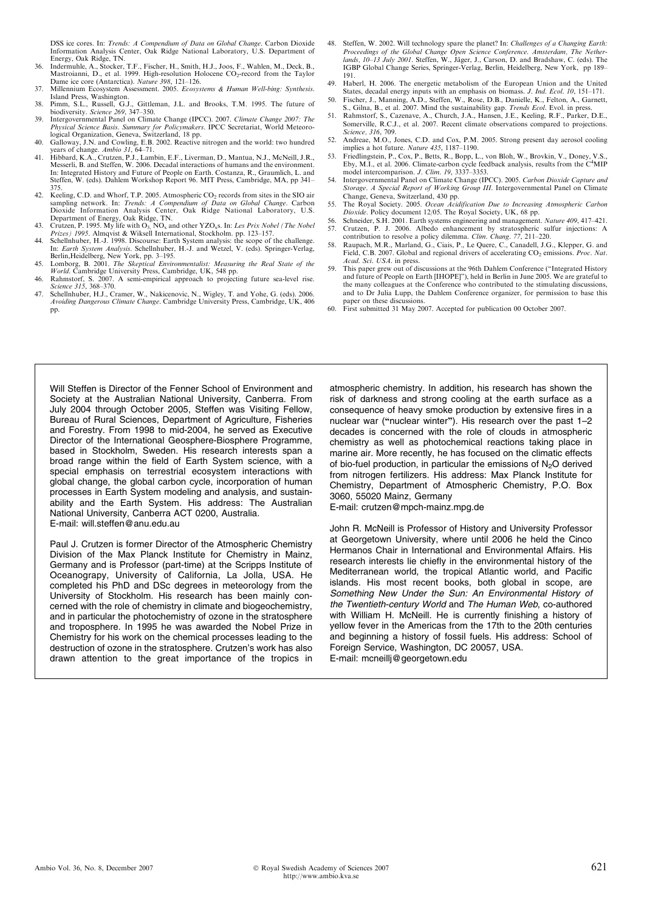DSS ice cores. In: *Trends: A Compendium of Data on Global Change*. Carbon Dioxide Information Analysis Center, Oak Ridge National Laboratory, U.S. Department of Energy, Oak Ridge, TN.

36. Indermuhle, A., Stocker, T.F., Fischer, H., Smith, H.J., Joos, F., Wahlen, M., Deck, B., Mastroianni, D., et al. 1999. High-resolution Holocene $CO_2$-record from the Taylor Dame ice core (Antarctica). *Nature 398*, 121–126.
37. Millennium Ecosystem Assessment. 2005. *Ecosystems & Human Well-bing: Synthesis*. Island Press, Washington.
38. Pimm, S.L., Russell, G.J., Gittleman, J.L. and Brooks, T.M. 1995. The future of biodiversity. *Science 269*, 347–350.
39. Intergovernmental Panel on Climate Change (IPCC). 2007. *Climate Change 2007: The Physical Science Basis. Summary for Policymakers*. IPCC Secretariat, World Meteorological Organization, Geneva, Switzerland, 18 pp.
40. Galloway, J.N. and Cowling, E.B. 2002. Reactive nitrogen and the world: two hundred years of change. *Ambio 31*, 64–71.
41. Hibbard, K.A., Crutzen, P.J., Lambin, E.F., Liverman, D., Mantua, N.J., McNeill, J.R., Messerli, B. and Steffen, W. 2006. Decadal interactions of humans and the environment. In: Integrated History and Future of People on Earth. Costanza, R., Graumlich, L. and Steffen, W. (eds). Dahlem Workshop Report 96. MIT Press, Cambridge, MA, pp 341–375.
42. Keeling, C.D. and Whorf, T.P. 2005. Atmospheric $CO_2$ records from sites in the SIO air sampling network. In: *Trends: A Compendium of Data on Global Change*. Carbon Dioxide Information Analysis Center, Oak Ridge National Laboratory, U.S. Department of Energy, Oak Ridge, TN.
43. Crutzen, P. 1995. My life with $O_3$, $NO_x$ and other $YZO_x$s. In: *Les Prix Nobel (The Nobel Prizes) 1995*. Almqvist & Wiksell International, Stockholm. pp. 123–157.
44. Schellnhuber, H.-J. 1998. Discourse: Earth System analysis: the scope of the challenge. In: *Earth System Analysis*. Schellnhuber, H.-J. and Wetzel, V. (eds). Springer-Verlag, Berlin,Heidelberg, New York, pp. 3–195.
45. Lomborg, B. 2001. *The Skeptical Environmentalist: Measuring the Real State of the World*. Cambridge University Press, Cambridge, UK, 548 pp.
46. Rahmstorf, S. 2007. A semi-empirical approach to projecting future sea-level rise. *Science 315*, 368–370.
47. Schellnhuber, H.J., Cramer, W., Nakicenovic, N., Wigley, T. and Yohe, G. (eds). 2006. *Avoiding Dangerous Climate Change*. Cambridge University Press, Cambridge, UK, 406 pp.
48. Steffen, W. 2002. Will technology spare the planet? In: *Challenges of a Changing Earth: Proceedings of the Global Change Open Science Conference. Amsterdam, The Netherlands, 10–13 July 2001*. Steffen, W., Jäger, J., Carson, D. and Bradshaw, C. (eds). The IGBP Global Change Series, Springer-Verlag, Berlin, Heidelberg, New York, pp 189–191.
49. Haberl, H. 2006. The energetic metabolism of the European Union and the United States, decadal energy inputs with an emphasis on biomass. *J. Ind. Ecol. 10*, 151–171.
50. Fischer, J., Manning, A.D., Steffen, W., Rose, D.B., Danielle, K., Felton, A., Garnett, S., Gilna, B., et al. 2007. Mind the sustainability gap. *Trends Ecol*. Evol. in press.
51. Rahmstorf, S., Cazenave, A., Church, J.A., Hansen, J.E., Keeling, R.F., Parker, D.E., Somerville, R.C.J., et al. 2007. Recent climate observations compared to projections. *Science, 316*, 709.
52. Andreae, M.O., Jones, C.D. and Cox, P.M. 2005. Strong present day aerosol cooling implies a hot future. *Nature 435*, 1187–1190.
53. Friedlingstein, P., Cox, P., Betts, R., Bopp, L., von Bloh, W., Brovkin, V., Doney, V.S., Eby, M.I., et al. 2006. Climate-carbon cycle feedback analysis, results from the $C^4$MIP model intercomparison. *J. Clim. 19*, 3337–3353.
54. Intergovernmental Panel on Climate Change (IPCC). 2005. *Carbon Dioxide Capture and Storage. A Special Report of Working Group III*. Intergovernmental Panel on Climate Change, Geneva, Switzerland, 430 pp.
55. The Royal Society. 2005. *Ocean Acidification Due to Increasing Atmospheric Carbon Dioxide*. Policy document 12/05. The Royal Society, UK, 68 pp.
56. Schneider, S.H. 2001. Earth systems engineering and management. *Nature 409*, 417–421.
57. Crutzen, P. J. 2006. Albedo enhancement by stratospheric sulfur injections: A contribution to resolve a policy dilemma. *Clim. Chang. 77*, 211–220.
58. Raupach, M.R., Marland, G., Ciais, P., Le Quere, C., Canadell, J.G., Klepper, G. and Field, C.B. 2007. Global and regional drivers of accelerating $CO_2$ emissions. *Proc. Nat. Acad. Sci. USA*. in press.
59. This paper grew out of discussions at the 96th Dahlem Conference ("Integrated History and future of People on Earth [IHOPE]"), held in Berlin in June 2005. We are grateful to the many colleagues at the Conference who contributed to the stimulating discussions, and to Dr Julia Lupp, the Dahlem Conference organizer, for permission to base this paper on these discussions.
60. First submitted 31 May 2007. Accepted for publication 00 October 2007.

Will Steffen is Director of the Fenner School of Environment and Society at the Australian National University, Canberra. From July 2004 through October 2005, Steffen was Visiting Fellow, Bureau of Rural Sciences, Department of Agriculture, Fisheries and Forestry. From 1998 to mid-2004, he served as Executive Director of the International Geosphere-Biosphere Programme, based in Stockholm, Sweden. His research interests span a broad range within the field of Earth System science, with a special emphasis on terrestrial ecosystem interactions with global change, the global carbon cycle, incorporation of human processes in Earth System modeling and analysis, and sustainability and the Earth System. His address: The Australian National University, Canberra ACT 0200, Australia.
E-mail: will.steffen@anu.edu.au

Paul J. Crutzen is former Director of the Atmospheric Chemistry Division of the Max Planck Institute for Chemistry in Mainz, Germany and is Professor (part-time) at the Scripps Institute of Oceanograpy, University of California, La Jolla, USA. He completed his PhD and DSc degrees in meteorology from the University of Stockholm. His research has been mainly concerned with the role of chemistry in climate and biogeochemistry, and in particular the photochemistry of ozone in the stratosphere and troposphere. In 1995 he was awarded the Nobel Prize in Chemistry for his work on the chemical processes leading to the destruction of ozone in the stratosphere. Crutzen's work has also drawn attention to the great importance of the tropics in atmospheric chemistry. In addition, his research has shown the risk of darkness and strong cooling at the earth surface as a consequence of heavy smoke production by extensive fires in a nuclear war ("nuclear winter"). His research over the past 1–2 decades is concerned with the role of clouds in atmospheric chemistry as well as photochemical reactions taking place in marine air. More recently, he has focused on the climatic effects of bio-fuel production, in particular the emissions of $N_2O$ derived from nitrogen fertilizers. His address: Max Planck Institute for Chemistry, Department of Atmospheric Chemistry, P.O. Box 3060, 55020 Mainz, Germany
E-mail: crutzen@mpch-mainz.mpg.de

John R. McNeill is Professor of History and University Professor at Georgetown University, where until 2006 he held the Cinco Hermanos Chair in International and Environmental Affairs. His research interests lie chiefly in the environmental history of the Mediterranean world, the tropical Atlantic world, and Pacific islands. His most recent books, both global in scope, are *Something New Under the Sun: An Environmental History of the Twentieth-century World* and *The Human Web*, co-authored with William H. McNeill. He is currently finishing a history of yellow fever in the Americas from the 17th to the 20th centuries and beginning a history of fossil fuels. His address: School of Foreign Service, Washington, DC 20057, USA.
E-mail: mcneillj@georgetown.edu